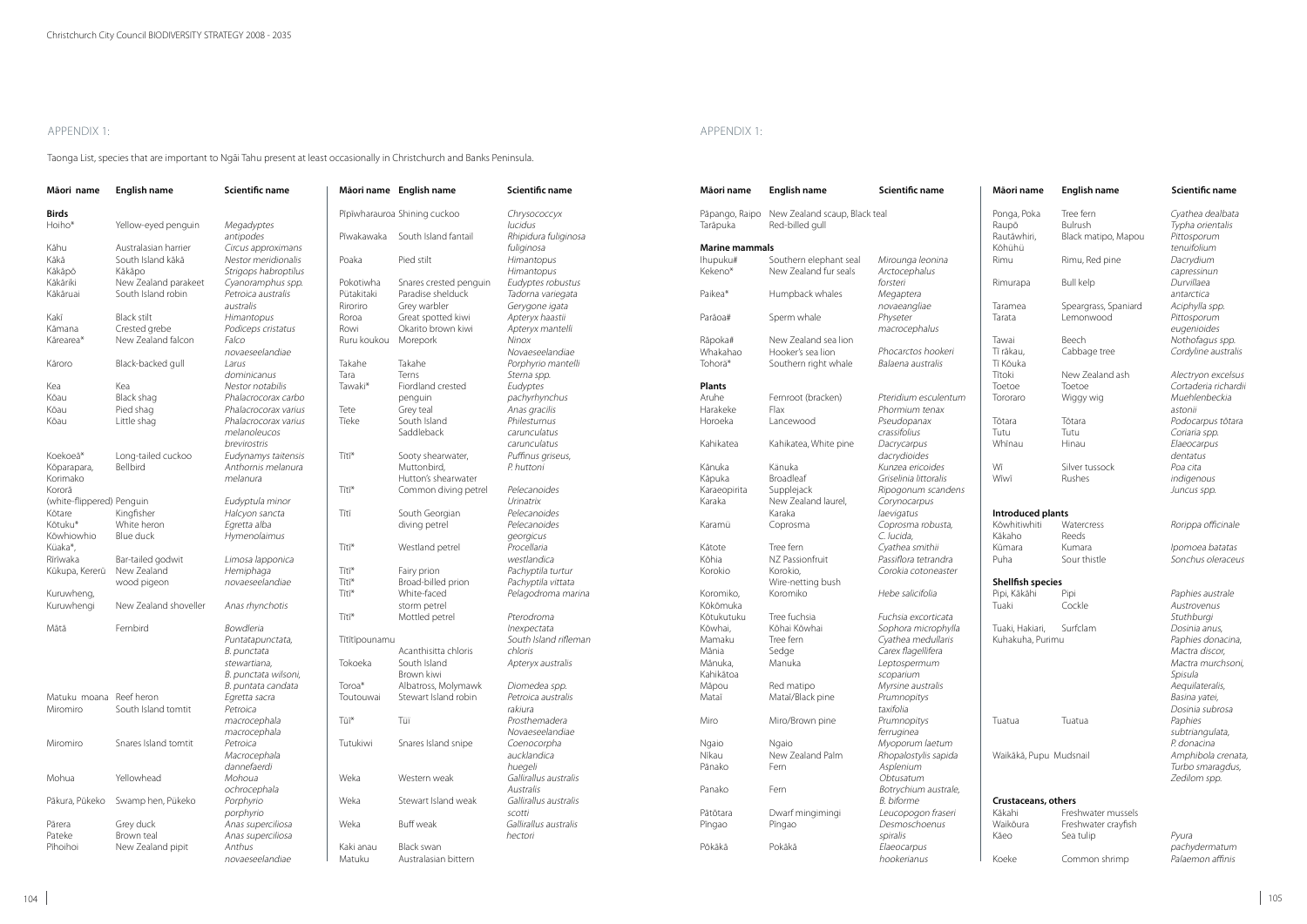## APPENDIX 1:

Taonga List, species that are important to Ngāi Tahu present at least occasionally in Christchurch and Banks Peninsula.

| Māori name | English name | Scientific name |
|---|---|---|
| **Birds** | | |
| Hoiho* | Yellow-eyed penguin | *Megadyptes antipodes* |
| Kāhu | Australasian harrier | *Circus approximans* |
| Kākā | South Island kākā | *Nestor meridionalis* |
| Kākāpō | Kākāpo | *Strigops habroptilus* |
| Kākāriki | New Zealand parakeet | *Cyanoramphus spp.* |
| Kākāruai | South Island robin | *Petroica australis australis* |
| Kakī | Black stilt | *Himantopus* |
| Kāmana | Crested grebe | *Podiceps cristatus* |
| Kārearea* | New Zealand falcon | *Falco novaeseelandiae* |
| Kāroro | Black-backed gull | *Larus dominicanus* |
| Kea | Kea | *Nestor notabilis* |
| Kōau | Black shag | *Phalacrocorax carbo* |
| Kōau | Pied shag | *Phalacrocorax varius* |
| Kōau | Little shag | *Phalacrocorax varius melanoleucos brevirostris* |
| Koekoeā* | Long-tailed cuckoo | *Eudynamys taitensis* |
| Kōparapara, Korimako | Bellbird | *Anthornis melanura melanura* |
| Kororā (white-flippered) | Penguin | *Eudyptula minor* |
| Kōtare | Kingfisher | *Halcyon sancta* |
| Kōtuku* | White heron | *Egretta alba* |
| Kōwhiowhio | Blue duck | *Hymenolaimus* |
| Kūaka*, | | |
| Ririwaka | Bar-tailed godwit | *Limosa lapponica* |
| Kūkupa, Kererū | New Zealand wood pigeon | *Hemiphaga novaeseelandiae* |
| Kuruwheng, | | |
| Kuruwhengi | New Zealand shoveller | *Anas rhynchotis* |
| Mātā | Fernbird | *Bowdleria Puntatapunctata, B. punctata stewartiana, B. punctata wilsoni, B. puntata candata* |
| Matuku moana | Reef heron | *Egretta sacra* |
| Miromiro | South Island tomtit | *Petroica macrocephala macrocephala* |
| Miromiro | Snares Island tomtit | *Petroica Macrocephala dannefaerdi* |
| Mohua | Yellowhead | *Mohoua ochrocephala* |
| Pākura, Pūkeko | Swamp hen, Pūkeko | *Porphyrio porphyrio* |
| Pārera | Grey duck | *Anas superciliosa* |
| Pateke | Brown teal | *Anas superciliosa* |
| Pīhoihoi | New Zealand pipit | *Anthus novaeseelandiae* |
| Pīpīwharauroa | Shining cuckoo | *Chrysococcyx lucidus* |
| Pīwakawaka | South Island fantail | *Rhipidura fuliginosa fuliginosa* |
| Poaka | Pied stilt | *Himantopus Himantopus* |
| Pokotiwha | Snares crested penguin | *Eudyptes robustus* |
| Pūtakitaki | Paradise shelduck | *Tadorna variegata* |
| Riroriro | Grey warbler | *Gerygone igata* |
| Roroa | Great spotted kiwi | *Apteryx haastii* |
| Rowi | Okarito brown kiwi | *Apteryx mantelli* |
| Ruru koukou | Morepork | *Ninox Novaeseelandiae* |
| Takahe | Takahe | *Porphyrio mantelli* |
| Tara | Terns | *Sterna spp.* |
| Tawaki* | Fiordland crested penguin | *Eudyptes pachyrhynchus* |
| Tete | Grey teal | *Anas gracilis* |
| Tīeke | South Island Saddleback | *Philesturnus carunculatus carunculatus* |
| Tītī* | Sooty shearwater, Muttonbird, Hutton's shearwater | *Puffinus griseus, P. huttoni* |
| Tītī* | Common diving petrel | *Pelecanoides Urinatrix* |
| Tītī | South Georgian diving petrel | *Pelecanoides Pelecanoides georgicus* |
| Tītī* | Westland petrel | *Procellaria westlandica* |
| Tītī* | Fairy prion | *Pachyptila turtur* |
| Tītī* | Broad-billed prion | *Pachyptila vittata* |
| Tītī* | White-faced storm petrel | *Pelagodroma marina* |
| Tītī* | Mottled petrel | *Pterodroma Inexpectata* |
| Tītītipounamu | Acanthisitta chloris | *South Island rifleman chloris* |
| Tokoeka | South Island Brown kiwi | *Apteryx australis* |
| Toroa* | Albatross, Molymawk | *Diomedea spp.* |
| Toutouwai | Stewart Island robin | *Petroica australis rakiura* |
| Tūī* | Tūī | *Prosthemadera Novaeseelandiae* |
| Tutukiwi | Snares Island snipe | *Coenocorpha aucklandica huegeli* |
| Weka | Western weak | *Gallirallus australis Australis* |
| Weka | Stewart Island weak | *Gallirallus australis scotti* |
| Weka | Buff weak | *Gallirallus australis hectori* |
| Kaki anau | Black swan | |
| Matuku | Australasian bittern | |
| Pāpango, Raipo | New Zealand scaup, Black teal | |
| Tarāpuka | Red-billed gull | |
| **Marine mammals** | | |
| Ihupuku# | Southern elephant seal | *Mirounga leonina* |
| Kekeno* | New Zealand fur seals | *Arctocephalus forsteri* |
| Paikea* | Humpback whales | *Megaptera novaeangliae* |
| Parāoa# | Sperm whale | *Physeter macrocephalus* |
| Rāpoka# | New Zealand sea lion | |
| Whakahao | Hooker's sea lion | *Phocarctos hookeri* |
| Tohorā* | Southern right whale | *Balaena australis* |
| **Plants** | | |
| Aruhe | Fernroot (bracken) | *Pteridium esculentum* |
| Harakeke | Flax | *Phormium tenax* |
| Horoeka | Lancewood | *Pseudopanax crassifolius* |
| Kahikatea | Kahikatea, White pine | *Dacrycarpus dacrydioides* |
| Kānuka | Kānuka | *Kunzea ericoides* |
| Kāpuka | Broadleaf | *Griselinia littoralis* |
| Karaeopirita | Supplejack | *Ripogonum scandens* |
| Karaka | New Zealand laurel, Karaka | *Corynocarpus laevigatus* |
| Karamū | Coprosma | *Coprosma robusta, C. lucida,* |
| Kātote | Tree fern | *Cyathea smithii* |
| Kōhia | NZ Passionfruit | *Passiflora tetrandra* |
| Korokio | Korokio, Wire-netting bush | *Corokia cotoneaster* |
| Koromiko, Kōkōmuka | Koromiko | *Hebe salicifolia* |
| Kōtukutuku | Tree fuchsia | *Fuchsia excorticata* |
| Kōwhai, | Kōhai Kōwhai | *Sophora microphylla* |
| Mamaku | Tree fern | *Cyathea medullaris* |
| Mānia | Sedge | *Carex flagellifera* |
| Mānuka, Kahikātoa | Manuka | *Leptospermum scoparium* |
| Māpou | Red matipo | *Myrsine australis* |
| Mataī | Mataī/Black pine | *Prumnopitys taxifolia* |
| Miro | Miro/Brown pine | *Prumnopitys ferruginea* |
| Ngaio | Ngaio | *Myoporum laetum* |
| Nīkau | New Zealand Palm | *Rhopalostylis sapida* |
| Pānako | Fern | *Asplenium Obtusatum* |
| Panako | Fern | *Botrychium australe, B. biforme* |
| Pātōtara | Dwarf mingimingi | *Leucopogon fraseri* |
| Pīngao | Pīngao | *Desmoschoenus spiralis* |
| Pōkākā | Pōkākā | *Elaeocarpus hookerianus* |
| Ponga, Poka | Tree fern | *Cyathea dealbata* |
| Raupō | Bulrush | *Typha orientalis* |
| Rautāwhiri, Kōhūhū | Black matipo, Mapou | *Pittosporum tenuifolium* |
| Rimu | Rimu, Red pine | *Dacrydium capressinun* |
| Rimurapa | Bull kelp | *Durvillaea antarctica* |
| Taramea | Speargrass, Spaniard | *Aciphylla spp.* |
| Tarata | Lemonwood | *Pittosporum eugenioides* |
| Tawai | Beech | *Nothofagus spp.* |
| Tī rākau, Tī Kōuka | Cabbage tree | *Cordyline australis* |
| Tītoki | New Zealand ash | *Alectryon excelsus* |
| Toetoe | Toetoe | *Cortaderia richardii* |
| Tororaro | Wiggy wig | *Muehlenbeckia astonii* |
| Tōtara | Tōtara | *Podocarpus tōtara* |
| Tutu | Tutu | *Coriaria spp.* |
| Whīnau | Hinau | *Elaeocarpus dentatus* |
| Wī | Silver tussock | *Poa cita* |
| Wīwī | Rushes | *indigenous Juncus spp.* |
| **Introduced plants** | | |
| Kōwhitiwhiti | Watercress | *Rorippa officinale* |
| Kākaho | Reeds | |
| Kūmara | Kumara | *Ipomoea batatas* |
| Puha | Sour thistle | *Sonchus oleraceus* |
| **Shellfish species** | | |
| Pipi, Kākahi | Pipi | *Paphies australe* |
| Tuaki | Cockle | *Austrovenus Stuthburgi* |
| Tuaki, Hakiari, Kuhakuha, Purimu | Surfclam | *Dosinia anus, Paphies donacina, Mactra discor, Mactra murchsoni, Spisula Aequilateralis, Basina yatei, Dosinia subrosa* |
| Tuatua | Tuatua | *Paphies subtriangulata, P. donacina* |
| Waikākā, Pupu | Mudsnail | *Amphibola crenata, Turbo smaragdus, Zedilom spp.* |
| **Crustaceans, others** | | |
| Kākahi | Freshwater mussels | |
| Waikōura | Freshwater crayfish | |
| Kāeo | Sea tulip | *Pyura pachydermatum* |
| Koeke | Common shrimp | *Palaemon affinis* |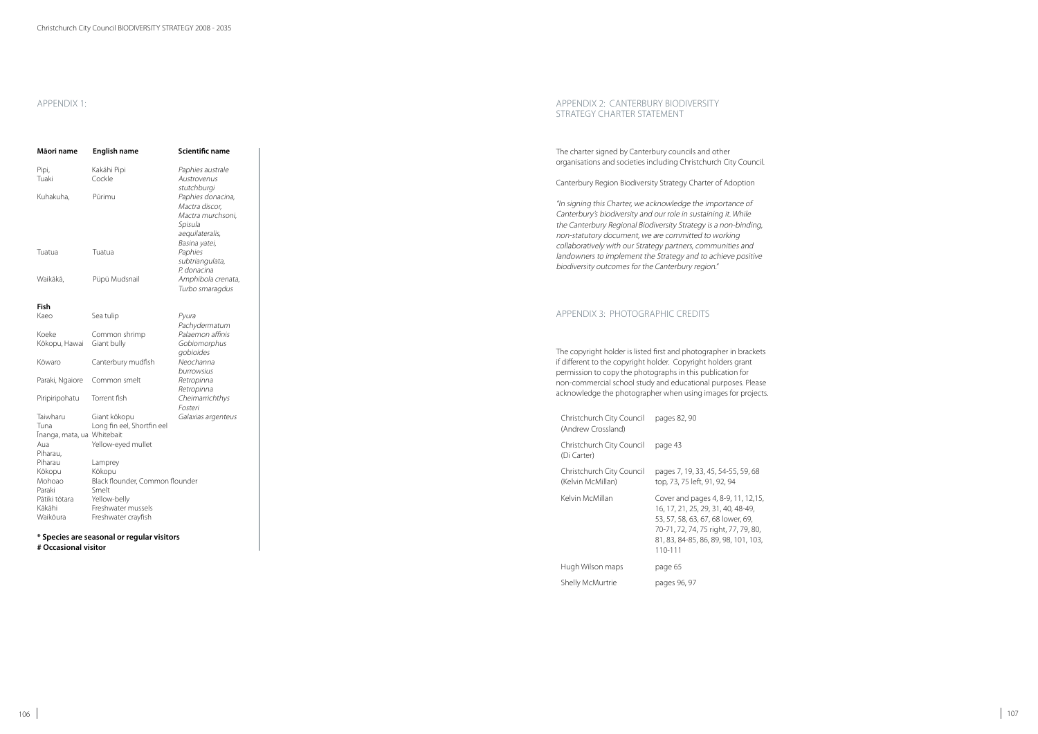## APPENDIX 1:

| Māori name | English name | Scientific name |
|---|---|---|
| Pipi, | Kakāhi Pipi | *Paphies australe* |
| Tuaki | Cockle | *Austrovenus stutchburgi* |
| Kuhakuha, | Pūrimu | *Paphies donacina, Mactra discor, Mactra murchsoni, Spisula aequilateralis, Basina yatei,* |
| Tuatua | Tuatua | *Paphies subtriangulata, P. donacina* |
| Waikākā, | Pūpū Mudsnail | *Amphibola crenata, Turbo smaragdus* |
| **Fish** | | |
| Kaeo | Sea tulip | *Pyura Pachydermatum* |
| Koeke | Common shrimp | *Palaemon affinis* |
| Kōkopu, Hawai | Giant bully | *Gobiomorphus gobioides* |
| Kōwaro | Canterbury mudfish | *Neochanna burrowsius* |
| Paraki, Ngaiore | Common smelt | *Retropinna Retropinna* |
| Piripiripohatu | Torrent fish | *Cheimarrichthys Fosteri* |
| Taiwharu | Giant kōkopu | *Galaxias argenteus* |
| Tuna | Long fin eel, Shortfin eel | |
| Īnanga, mata, ua | Whitebait | |
| Aua | Yellow-eyed mullet | |
| Piharau, | | |
| Piharau | Lamprey | |
| Kōkopu | Kōkopu | |
| Mohoao | Black flounder, Common flounder | |
| Paraki | Smelt | |
| Pātiki tōtara | Yellow-belly | |
| Kākāhi | Freshwater mussels | |
| Waikōura | Freshwater crayfish | |

**\* Species are seasonal or regular visitors**
**# Occasional visitor**

## APPENDIX 2: CANTERBURY BIODIVERSITY STRATEGY CHARTER STATEMENT

The charter signed by Canterbury councils and other organisations and societies including Christchurch City Council.

Canterbury Region Biodiversity Strategy Charter of Adoption

*"In signing this Charter, we acknowledge the importance of Canterbury's biodiversity and our role in sustaining it. While the Canterbury Regional Biodiversity Strategy is a non-binding, non-statutory document, we are committed to working collaboratively with our Strategy partners, communities and landowners to implement the Strategy and to achieve positive biodiversity outcomes for the Canterbury region."*

## APPENDIX 3: PHOTOGRAPHIC CREDITS

The copyright holder is listed first and photographer in brackets if different to the copyright holder. Copyright holders grant permission to copy the photographs in this publication for non-commercial school study and educational purposes. Please acknowledge the photographer when using images for projects.

| Copyright holder | Pages |
|---|---|
| Christchurch City Council (Andrew Crossland) | pages 82, 90 |
| Christchurch City Council (Di Carter) | page 43 |
| Christchurch City Council (Kelvin McMillan) | pages 7, 19, 33, 45, 54-55, 59, 68 top, 73, 75 left, 91, 92, 94 |
| Kelvin McMillan | Cover and pages 4, 8-9, 11, 12,15, 16, 17, 21, 25, 29, 31, 40, 48-49, 53, 57, 58, 63, 67, 68 lower, 69, 70-71, 72, 74, 75 right, 77, 79, 80, 81, 83, 84-85, 86, 89, 98, 101, 103, 110-111 |
| Hugh Wilson maps | page 65 |
| Shelly McMurtrie | pages 96, 97 |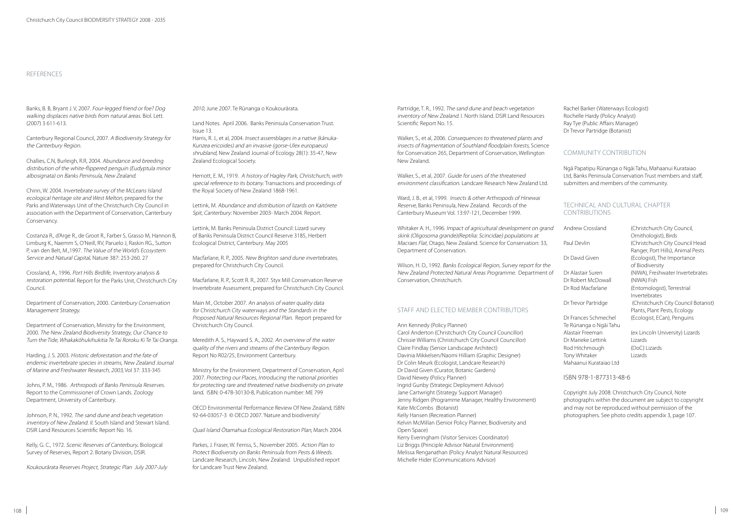## REFERENCES

Banks, B. B, Bryant J. V, 2007. *Four-legged friend or foe? Dog walking displaces native birds from natural areas.* Biol. Lett. (2007) 3 611-613.

Canterbury Regional Council, 2007. *A Biodiversity Strategy for the Canterbury Region.*

Challies, C.N, Burleigh, R.R, 2004. *Abundance and breeding distribution of the white-flippered penguin (Eudyptula minor albosignata) on Banks Peninsula, New Zealand.*

Chinn, W. 2004. *Invertebrate survey of the McLeans Island ecological heritage site and West Melton,* prepared for the Parks and Waterways Unit of the Christchurch City Council in association with the Department of Conservation, Canterbury Conservancy.

Costanza R., d'Arge R., de Groot R., Farber S, Grasso M, Hannon B, Limburg K., Naemm S, O'Neill, RV, Paruelo J, Raskin RG., Sutton P, van den Belt, M.,1997. *The Value of the World's Ecosystem Service and Natural Capital.* Nature 387: 253-260. 27

Crossland, A., 1996. *Port Hills Birdlife, Inventory analysis & restoration potential.* Report for the Parks Unit, Christchurch City Council.

Department of Conservation, 2000. *Canterbury Conservation Management Strategy.*

Department of Conservation, Ministry for the Environment, 2000. *The New Zealand Biodiversity Strategy, Our Chance to Turn the Tide, Whakakōhukihukitia Te Tai Roroku Ki Te Tai Oranga.*

Harding, J. S. 2003. *Historic deforestation and the fate of endemic invertebrate species in streams, New Zealand Journal of Marine and Freshwater Research, 2003,* Vol 37: 333-345

Johns, P. M., 1986. *Arthropods of Banks Peninsula Reserves.* Report to the Commissioner of Crown Lands. Zoology Department, University of Canterbury.

Johnson, P. N., 1992. *The sand dune and beach vegetation inventory of New Zealand. II.* South Island and Stewart Island. DSIR Land Resources Scientific Report No. 16.

Kelly, G. C., 1972. *Scenic Reserves of Canterbury.* Biological Survey of Reserves, Report 2. Botany Division, DSIR.

*Koukourārata Reserves Project, Strategic Plan July 2007-July 2010,* June 2007. Te Rūnanga o Koukourārata.

Land Notes. April 2006. Banks Peninsula Conservation Trust. Issue 13.

Harris, R. J., et al, 2004. *Insect assemblages in a native (kānuka-Kunzea ericoides) and an invasive (gorse-Ulex europaeus) shrubland,* New Zealand Journal of Ecology 28(1): 35-47, New Zealand Ecological Society.

Herriott, E. M., 1919. *A history of Hagley Park, Christchurch, with special reference to its botany.* Transactions and proceedings of the Royal Society of New Zealand 1868-1961.

Lettink, M. *Abundance and distribution of lizards on Kaitōrete Spit, Canterbury:* November 2003- March 2004. Report.

Lettink, M. Banks Peninsula District Council: Lizard survey of Banks Peninsula District Council Reserve 3185, Herbert Ecological District, Canterbury. May 2005

Macfarlane, R. P., 2005. *New Brighton sand dune invertebrates,* prepared for Christchurch City Council.

Macfarlane, R. P., Scott R. R., 2007. Styx Mill Conservation Reserve Invertebrate Assessment, prepared for Christchurch City Council.

Main M., October 2007. *An analysis of water quality data for Christchurch City waterways and the Standards in the Proposed Natural Resources Regional Plan.* Report prepared for Christchurch City Council.

Meredith A. S., Hayward S. A., 2002. *An overview of the water quality of the rivers and streams of the Canterbury Region.* Report No R02/25, Environment Canterbury.

Ministry for the Environment, Department of Conservation, April 2007. *Protecting our Places, Introducing the national priorities for protecting rare and threatened native biodiversity on private land.* ISBN: 0-478-30130-8, Publication number: ME 799

OECD Environmental Performance Review Of New Zealand, ISBN 92-64-03057-3 © OECD 2007. 'Nature and biodiversity'

*Quail Island Ōtamahua Ecological Restoration Plan,* March 2004.

Parkes, J. Fraser, W. Ferriss, S., November 2005. *Action Plan to Protect Biodiversity on Banks Peninsula from Pests & Weeds.* Landcare Research, Lincoln, New Zealand. Unpublished report for Landcare Trust New Zealand.

Partridge, T. R., 1992. *The sand dune and beach vegetation inventory of New Zealand.* I. North Island. DSIR Land Resources Scientific Report No. 15.

Walker, S., et al, 2006. *Consequences to threatened plants and insects of fragmentation of Southland floodplain forests,* Science for Conservation 265, Department of Conservation, Wellington New Zealand.

Walker, S., et al, 2007. *Guide for users of the threatened environment classification.* Landcare Research New Zealand Ltd.

Ward, J. B., et al, 1999. *Insects & other Arthropods of Hinewai Reserve,* Banks Peninsula, New Zealand. Records of the Canterbury Museum Vol. 13:97-121, December 1999.

Whitaker A. H., 1996. *Impact of agricultural development on grand skink (Oligosoma grande)(Reptilia: Scincidae) populations at Macraes Flat,* Otago, New Zealand. Science for Conservation: 33, Department of Conservation.

Wilson, H. D., 1992. *Banks Ecological Region, Survey report for the New Zealand Protected Natural Areas Programme.* Department of Conservation, Christchurch.

## STAFF AND ELECTED MEMBER CONTRIBUTORS

Ann Kennedy (Policy Planner)
Carol Anderton (Christchurch City Council Councillor)
Chrissie Williams (Christchurch City Council Councillor)
Claire Findlay (Senior Landscape Architect)
Davinia Mikkelsen/Naomi Hilliam (Graphic Designer)
Dr Colin Meurk (Ecologist, Landcare Research)
Dr David Given (Curator, Botanic Gardens)
David Newey (Policy Planner)
Ingrid Gunby (Strategic Deployment Advisor)
Jane Cartwright (Strategy Support Manager)
Jenny Ridgen (Programme Manager, Healthy Environment)
Kate McCombs (Botanist)
Kelly Hansen (Recreation Planner)
Kelvin McMillan (Senior Policy Planner, Biodiversity and Open Space)
Kerry Everingham (Visitor Services Coordinator)
Liz Briggs (Principle Advisor Natural Environment)
Melissa Renganathan (Policy Analyst Natural Resources)
Michelle Hider (Communications Advisor)
Rachel Barker (Waterways Ecologist)
Rochelle Hardy (Policy Analyst)
Ray Tye (Public Affairs Manager)
Dr Trevor Partridge (Botanist)

## COMMUNITY CONTRIBUTION

Ngā Papatipu Rūnanga o Ngāi Tahu, Mahaanui Kurataiao Ltd, Banks Peninsula Conservation Trust members and staff, submitters and members of the community.

## TECHNICAL AND CULTURAL CHAPTER CONTRIBUTIONS

| | |
|---|---|
| Andrew Crossland | (Christchurch City Council, Ornithologist), Birds |
| Paul Devlin | (Christchurch City Council Head Ranger, Port Hills), Animal Pests |
| Dr David Given | (Ecologist), The Importance of Biodiversity |
| Dr Alastair Suren | (NIWA), Freshwater Invertebrates |
| Dr Robert McDowall | (NIWA) Fish |
| Dr Rod Macfarlane | (Entomologist), Terrestrial Invertebrates |
| Dr Trevor Partridge | (Christchurch City Council Botanist) Plants, Plant Pests, Ecology |
| Dr Frances Schmechel | (Ecologist, ECan), Penguins |
| Te Rūnanga o Ngāi Tahu | |
| Alastair Freeman | (ex Lincoln University) Lizards |
| Dr Marieke Lettink | Lizards |
| Rod Hitchmough | (DoC) Lizards |
| Tony Whitaker | Lizards |
| Mahaanui Kurataiao Ltd | |

ISBN 978-1-877313-48-6

Copyright July 2008: Christchurch City Council, Note photographs within the document are subject to copyright and may not be reproduced without permission of the photographers. See photo credits appendix 3, page 107.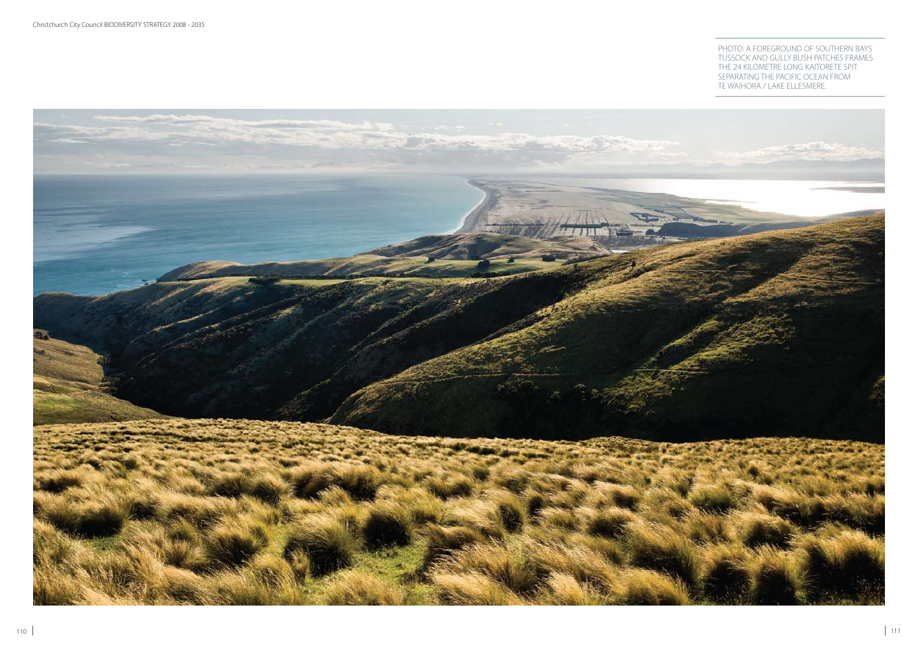PHOTO: A FOREGROUND OF SOUTHERN BAYS TUSSOCK AND GULLY BUSH PATCHES FRAMES THE 24 KILOMETRE LONG KAITORETE SPIT SEPARATING THE PACIFIC OCEAN FROM TE WAIHORA / LAKE ELLESMERE.